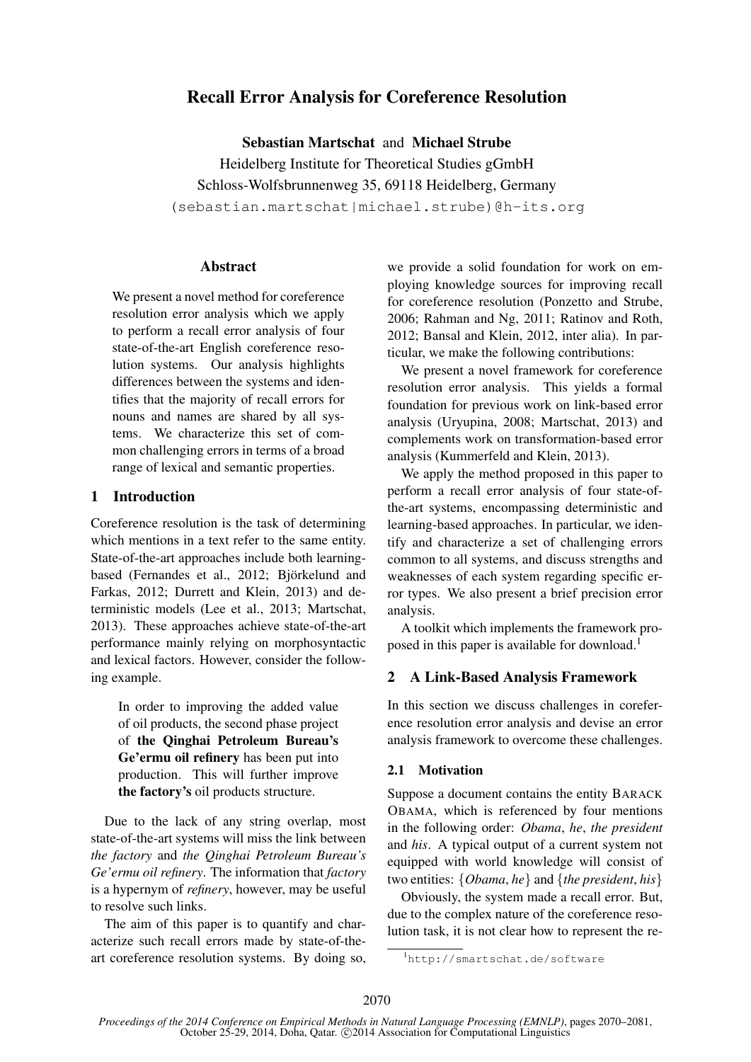# Recall Error Analysis for Coreference Resolution

**Sebastian Martschat** and **Michael Strube**

Heidelberg Institute for Theoretical Studies gGmbH
Schloss-Wolfsbrunnenweg 35, 69118 Heidelberg, Germany
(sebastian.martschat|michael.strube)@h-its.org

## Abstract

We present a novel method for coreference resolution error analysis which we apply to perform a recall error analysis of four state-of-the-art English coreference resolution systems. Our analysis highlights differences between the systems and identifies that the majority of recall errors for nouns and names are shared by all systems. We characterize this set of common challenging errors in terms of a broad range of lexical and semantic properties.

## 1 Introduction

Coreference resolution is the task of determining which mentions in a text refer to the same entity. State-of-the-art approaches include both learning-based (Fernandes et al., 2012; Björkelund and Farkas, 2012; Durrett and Klein, 2013) and deterministic models (Lee et al., 2013; Martschat, 2013). These approaches achieve state-of-the-art performance mainly relying on morphosyntactic and lexical factors. However, consider the following example.

> In order to improving the added value of oil products, the second phase project of **the Qinghai Petroleum Bureau's Ge'ermu oil refinery** has been put into production. This will further improve **the factory's** oil products structure.

Due to the lack of any string overlap, most state-of-the-art systems will miss the link between *the factory* and *the Qinghai Petroleum Bureau's Ge'ermu oil refinery*. The information that *factory* is a hypernym of *refinery*, however, may be useful to resolve such links.

The aim of this paper is to quantify and characterize such recall errors made by state-of-the-art coreference resolution systems. By doing so, we provide a solid foundation for work on employing knowledge sources for improving recall for coreference resolution (Ponzetto and Strube, 2006; Rahman and Ng, 2011; Ratinov and Roth, 2012; Bansal and Klein, 2012, inter alia). In particular, we make the following contributions:

We present a novel framework for coreference resolution error analysis. This yields a formal foundation for previous work on link-based error analysis (Uryupina, 2008; Martschat, 2013) and complements work on transformation-based error analysis (Kummerfeld and Klein, 2013).

We apply the method proposed in this paper to perform a recall error analysis of four state-of-the-art systems, encompassing deterministic and learning-based approaches. In particular, we identify and characterize a set of challenging errors common to all systems, and discuss strengths and weaknesses of each system regarding specific error types. We also present a brief precision error analysis.

A toolkit which implements the framework proposed in this paper is available for download.[1]

## 2 A Link-Based Analysis Framework

In this section we discuss challenges in coreference resolution error analysis and devise an error analysis framework to overcome these challenges.

### 2.1 Motivation

Suppose a document contains the entity BARACK OBAMA, which is referenced by four mentions in the following order: *Obama*, *he*, *the president* and *his*. A typical output of a current system not equipped with world knowledge will consist of two entities: {*Obama*, *he*} and {*the president*, *his*}

Obviously, the system made a recall error. But, due to the complex nature of the coreference resolution task, it is not clear how to represent the re-

[1] http://smartschat.de/software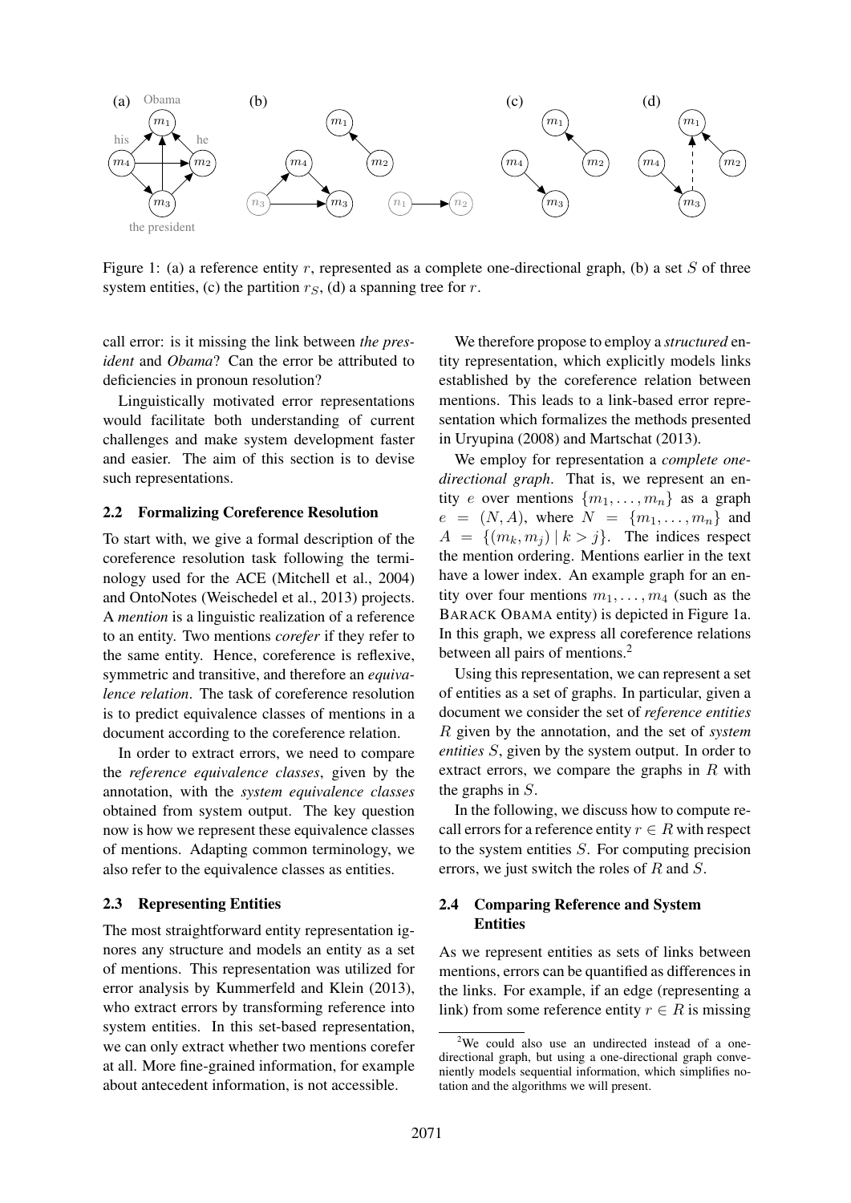Figure 1: (a) a reference entity $r$, represented as a complete one-directional graph, (b) a set $S$ of three system entities, (c) the partition $r_S$, (d) a spanning tree for $r$.

call error: is it missing the link between *the president* and *Obama*? Can the error be attributed to deficiencies in pronoun resolution?

Linguistically motivated error representations would facilitate both understanding of current challenges and make system development faster and easier. The aim of this section is to devise such representations.

## 2.2 Formalizing Coreference Resolution

To start with, we give a formal description of the coreference resolution task following the terminology used for the ACE (Mitchell et al., 2004) and OntoNotes (Weischedel et al., 2013) projects. A *mention* is a linguistic realization of a reference to an entity. Two mentions *corefer* if they refer to the same entity. Hence, coreference is reflexive, symmetric and transitive, and therefore an *equivalence relation*. The task of coreference resolution is to predict equivalence classes of mentions in a document according to the coreference relation.

In order to extract errors, we need to compare the *reference equivalence classes*, given by the annotation, with the *system equivalence classes* obtained from system output. The key question now is how we represent these equivalence classes of mentions. Adapting common terminology, we also refer to the equivalence classes as entities.

## 2.3 Representing Entities

The most straightforward entity representation ignores any structure and models an entity as a set of mentions. This representation was utilized for error analysis by Kummerfeld and Klein (2013), who extract errors by transforming reference into system entities. In this set-based representation, we can only extract whether two mentions corefer at all. More fine-grained information, for example about antecedent information, is not accessible.

We therefore propose to employ a *structured* entity representation, which explicitly models links established by the coreference relation between mentions. This leads to a link-based error representation which formalizes the methods presented in Uryupina (2008) and Martschat (2013).

We employ for representation a *complete one-directional graph*. That is, we represent an entity $e$ over mentions $\{m_1, \ldots, m_n\}$ as a graph $e = (N, A)$, where $N = \{m_1, \ldots, m_n\}$ and $A = \{(m_k, m_j) \mid k > j\}$. The indices respect the mention ordering. Mentions earlier in the text have a lower index. An example graph for an entity over four mentions $m_1, \ldots, m_4$ (such as the BARACK OBAMA entity) is depicted in Figure 1a. In this graph, we express all coreference relations between all pairs of mentions.[2]

Using this representation, we can represent a set of entities as a set of graphs. In particular, given a document we consider the set of *reference entities* $R$ given by the annotation, and the set of *system entities* $S$, given by the system output. In order to extract errors, we compare the graphs in $R$ with the graphs in $S$.

In the following, we discuss how to compute recall errors for a reference entity $r \in R$ with respect to the system entities $S$. For computing precision errors, we just switch the roles of $R$ and $S$.

## 2.4 Comparing Reference and System Entities

As we represent entities as sets of links between mentions, errors can be quantified as differences in the links. For example, if an edge (representing a link) from some reference entity $r \in R$ is missing

[2] We could also use an undirected instead of a one-directional graph, but using a one-directional graph conveniently models sequential information, which simplifies notation and the algorithms we will present.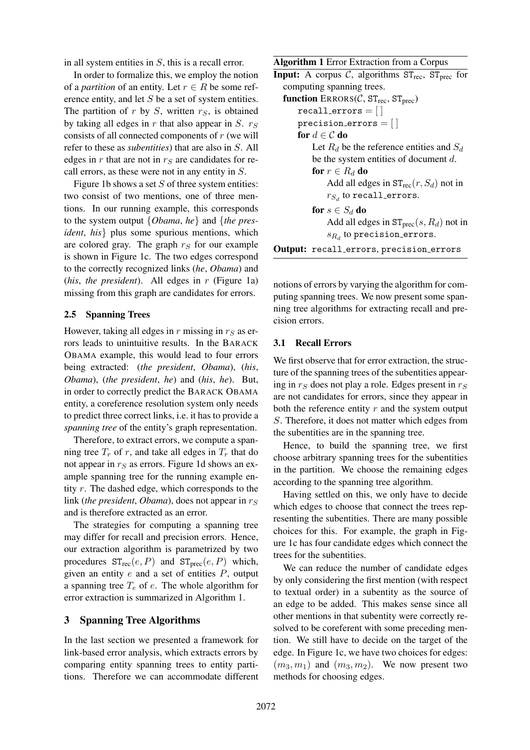in all system entities in $S$, this is a recall error.

In order to formalize this, we employ the notion of a *partition* of an entity. Let $r \in R$ be some reference entity, and let $S$ be a set of system entities. The partition of $r$ by $S$, written $r_S$, is obtained by taking all edges in $r$ that also appear in $S$. $r_S$ consists of all connected components of $r$ (we will refer to these as *subentities*) that are also in $S$. All edges in $r$ that are not in $r_S$ are candidates for recall errors, as these were not in any entity in $S$.

Figure 1b shows a set $S$ of three system entities: two consist of two mentions, one of three mentions. In our running example, this corresponds to the system output {*Obama*, *he*} and {*the president*, *his*} plus some spurious mentions, which are colored gray. The graph $r_S$ for our example is shown in Figure 1c. The two edges correspond to the correctly recognized links (*he*, *Obama*) and (*his*, *the president*). All edges in $r$ (Figure 1a) missing from this graph are candidates for errors.

### 2.5 Spanning Trees

However, taking all edges in $r$ missing in $r_S$ as errors leads to unintuitive results. In the BARACK OBAMA example, this would lead to four errors being extracted: (*the president*, *Obama*), (*his*, *Obama*), (*the president*, *he*) and (*his*, *he*). But, in order to correctly predict the BARACK OBAMA entity, a coreference resolution system only needs to predict three correct links, i.e. it has to provide a *spanning tree* of the entity's graph representation.

Therefore, to extract errors, we compute a spanning tree $T_r$ of $r$, and take all edges in $T_r$ that do not appear in $r_S$ as errors. Figure 1d shows an example spanning tree for the running example entity $r$. The dashed edge, which corresponds to the link (*the president*, *Obama*), does not appear in $r_S$ and is therefore extracted as an error.

The strategies for computing a spanning tree may differ for recall and precision errors. Hence, our extraction algorithm is parametrized by two procedures $\mathtt{ST}_{\text{rec}}(e, P)$ and $\mathtt{ST}_{\text{prec}}(e, P)$ which, given an entity $e$ and a set of entities $P$, output a spanning tree $T_e$ of $e$. The whole algorithm for error extraction is summarized in Algorithm 1.

**Algorithm 1** Error Extraction from a Corpus

**Input:** A corpus $\mathcal{C}$, algorithms $\mathtt{ST}_{\text{rec}}$, $\mathtt{ST}_{\text{prec}}$ for computing spanning trees.

**function** ERRORS($\mathcal{C}$, $\mathtt{ST}_{\text{rec}}$, $\mathtt{ST}_{\text{prec}}$)
- recall_errors = [ ]
- precision_errors = [ ]
- **for** $d \in \mathcal{C}$ **do**
  - Let $R_d$ be the reference entities and $S_d$ be the system entities of document $d$.
  - **for** $r \in R_d$ **do**
    - Add all edges in $\mathtt{ST}_{\text{rec}}(r, S_d)$ not in $r_{S_d}$ to recall_errors.
  - **for** $s \in S_d$ **do**
    - Add all edges in $\mathtt{ST}_{\text{prec}}(s, R_d)$ not in $s_{R_d}$ to precision_errors.

**Output:** recall_errors, precision_errors

## 3 Spanning Tree Algorithms

In the last section we presented a framework for link-based error analysis, which extracts errors by comparing entity spanning trees to entity partitions. Therefore we can accommodate different notions of errors by varying the algorithm for computing spanning trees. We now present some spanning tree algorithms for extracting recall and precision errors.

### 3.1 Recall Errors

We first observe that for error extraction, the structure of the spanning trees of the subentities appearing in $r_S$ does not play a role. Edges present in $r_S$ are not candidates for errors, since they appear in both the reference entity $r$ and the system output $S$. Therefore, it does not matter which edges from the subentities are in the spanning tree.

Hence, to build the spanning tree, we first choose arbitrary spanning trees for the subentities in the partition. We choose the remaining edges according to the spanning tree algorithm.

Having settled on this, we only have to decide which edges to choose that connect the trees representing the subentities. There are many possible choices for this. For example, the graph in Figure 1c has four candidate edges which connect the trees for the subentities.

We can reduce the number of candidate edges by only considering the first mention (with respect to textual order) in a subentity as the source of an edge to be added. This makes sense since all other mentions in that subentity were correctly resolved to be coreferent with some preceding mention. We still have to decide on the target of the edge. In Figure 1c, we have two choices for edges: $(m_3, m_1)$ and $(m_3, m_2)$. We now present two methods for choosing edges.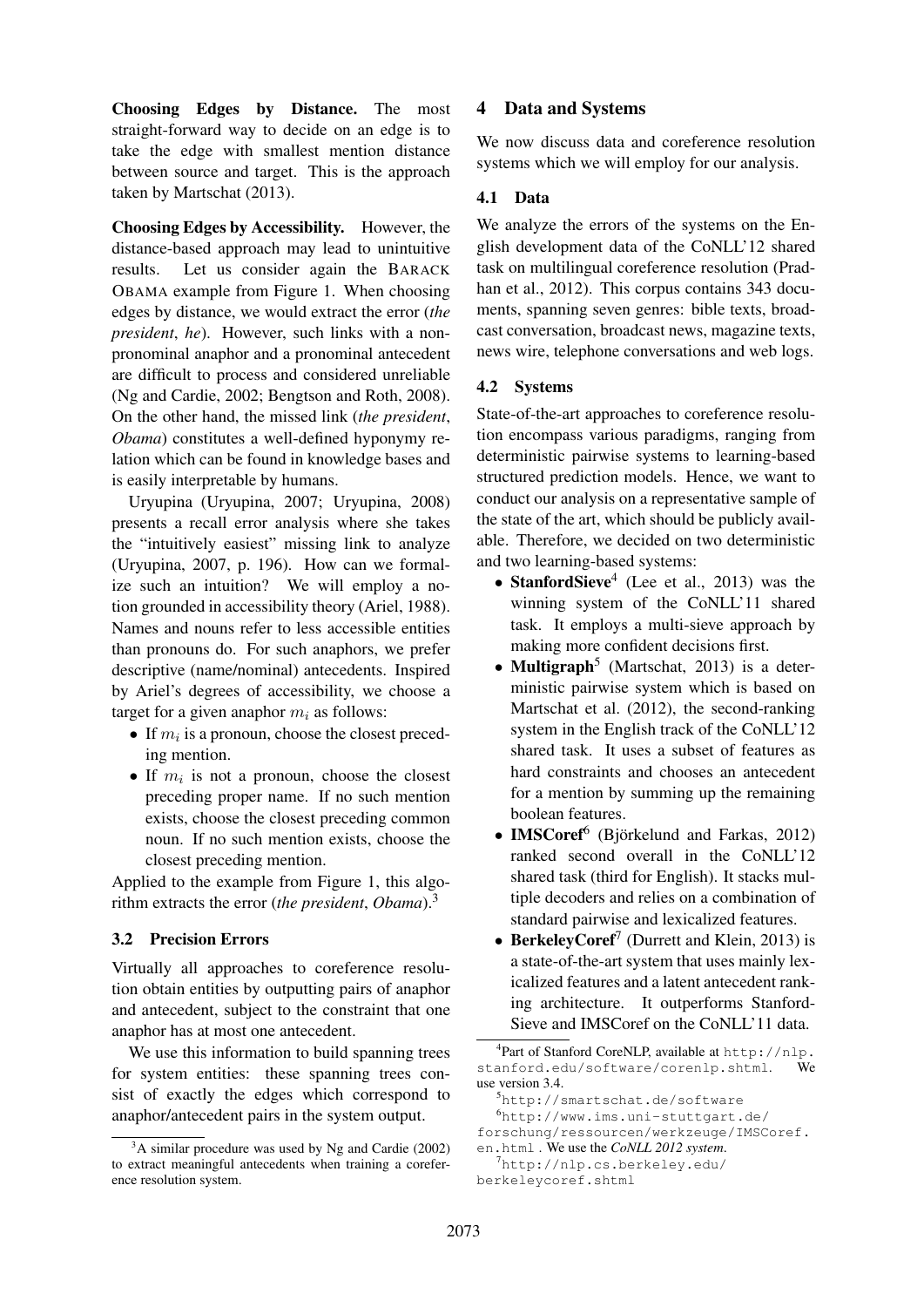**Choosing Edges by Distance.** The most straight-forward way to decide on an edge is to take the edge with smallest mention distance between source and target. This is the approach taken by Martschat (2013).

**Choosing Edges by Accessibility.** However, the distance-based approach may lead to unintuitive results. Let us consider again the BARACK OBAMA example from Figure 1. When choosing edges by distance, we would extract the error (*the president*, *he*). However, such links with a non-pronominal anaphor and a pronominal antecedent are difficult to process and considered unreliable (Ng and Cardie, 2002; Bengtson and Roth, 2008). On the other hand, the missed link (*the president*, *Obama*) constitutes a well-defined hyponymy relation which can be found in knowledge bases and is easily interpretable by humans.

Uryupina (Uryupina, 2007; Uryupina, 2008) presents a recall error analysis where she takes the "intuitively easiest" missing link to analyze (Uryupina, 2007, p. 196). How can we formalize such an intuition? We will employ a notion grounded in accessibility theory (Ariel, 1988). Names and nouns refer to less accessible entities than pronouns do. For such anaphors, we prefer descriptive (name/nominal) antecedents. Inspired by Ariel's degrees of accessibility, we choose a target for a given anaphor $m_i$ as follows:

- If $m_i$ is a pronoun, choose the closest preceding mention.
- If $m_i$ is not a pronoun, choose the closest preceding proper name. If no such mention exists, choose the closest preceding common noun. If no such mention exists, choose the closest preceding mention.

Applied to the example from Figure 1, this algorithm extracts the error (*the president*, *Obama*).[3]

### 3.2 Precision Errors

Virtually all approaches to coreference resolution obtain entities by outputting pairs of anaphor and antecedent, subject to the constraint that one anaphor has at most one antecedent.

We use this information to build spanning trees for system entities: these spanning trees consist of exactly the edges which correspond to anaphor/antecedent pairs in the system output.

[3] A similar procedure was used by Ng and Cardie (2002) to extract meaningful antecedents when training a coreference resolution system.

## 4 Data and Systems

We now discuss data and coreference resolution systems which we will employ for our analysis.

### 4.1 Data

We analyze the errors of the systems on the English development data of the CoNLL'12 shared task on multilingual coreference resolution (Pradhan et al., 2012). This corpus contains 343 documents, spanning seven genres: bible texts, broadcast conversation, broadcast news, magazine texts, news wire, telephone conversations and web logs.

### 4.2 Systems

State-of-the-art approaches to coreference resolution encompass various paradigms, ranging from deterministic pairwise systems to learning-based structured prediction models. Hence, we want to conduct our analysis on a representative sample of the state of the art, which should be publicly available. Therefore, we decided on two deterministic and two learning-based systems:

- **StanfordSieve**[4] (Lee et al., 2013) was the winning system of the CoNLL'11 shared task. It employs a multi-sieve approach by making more confident decisions first.
- **Multigraph**[5] (Martschat, 2013) is a deterministic pairwise system which is based on Martschat et al. (2012), the second-ranking system in the English track of the CoNLL'12 shared task. It uses a subset of features as hard constraints and chooses an antecedent for a mention by summing up the remaining boolean features.
- **IMSCoref**[6] (Björkelund and Farkas, 2012) ranked second overall in the CoNLL'12 shared task (third for English). It stacks multiple decoders and relies on a combination of standard pairwise and lexicalized features.
- **BerkeleyCoref**[7] (Durrett and Klein, 2013) is a state-of-the-art system that uses mainly lexicalized features and a latent antecedent ranking architecture. It outperforms StanfordSieve and IMSCoref on the CoNLL'11 data.

[4] Part of Stanford CoreNLP, available at http://nlp.stanford.edu/software/corenlp.shtml. We use version 3.4.

[5] http://smartschat.de/software

[6] http://www.ims.uni-stuttgart.de/forschung/ressourcen/werkzeuge/IMSCoref.en.html . We use the *CoNLL 2012 system*.

[7] http://nlp.cs.berkeley.edu/berkeleycoref.shtml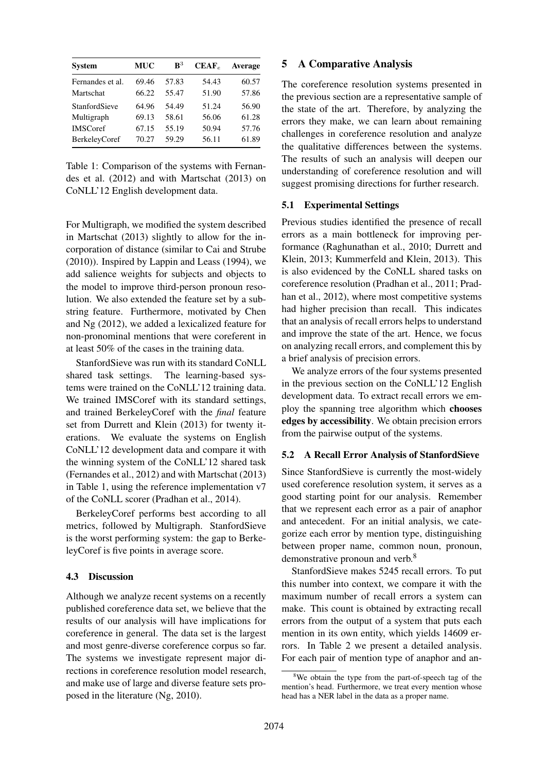| System | MUC | $B^3$ | $CEAF_e$ | Average |
|---|---|---|---|---|
| Fernandes et al. | 69.46 | 57.83 | 54.43 | 60.57 |
| Martschat | 66.22 | 55.47 | 51.90 | 57.86 |
| StanfordSieve | 64.96 | 54.49 | 51.24 | 56.90 |
| Multigraph | 69.13 | 58.61 | 56.06 | 61.28 |
| IMSCoref | 67.15 | 55.19 | 50.94 | 57.76 |
| BerkeleyCoref | 70.27 | 59.29 | 56.11 | 61.89 |

Table 1: Comparison of the systems with Fernandes et al. (2012) and with Martschat (2013) on CoNLL'12 English development data.

For Multigraph, we modified the system described in Martschat (2013) slightly to allow for the incorporation of distance (similar to Cai and Strube (2010)). Inspired by Lappin and Leass (1994), we add salience weights for subjects and objects to the model to improve third-person pronoun resolution. We also extended the feature set by a substring feature. Furthermore, motivated by Chen and Ng (2012), we added a lexicalized feature for non-pronominal mentions that were coreferent in at least 50% of the cases in the training data.

StanfordSieve was run with its standard CoNLL shared task settings. The learning-based systems were trained on the CoNLL'12 training data. We trained IMSCoref with its standard settings, and trained BerkeleyCoref with the *final* feature set from Durrett and Klein (2013) for twenty iterations. We evaluate the systems on English CoNLL'12 development data and compare it with the winning system of the CoNLL'12 shared task (Fernandes et al., 2012) and with Martschat (2013) in Table 1, using the reference implementation v7 of the CoNLL scorer (Pradhan et al., 2014).

BerkeleyCoref performs best according to all metrics, followed by Multigraph. StanfordSieve is the worst performing system: the gap to BerkeleyCoref is five points in average score.

### 4.3 Discussion

Although we analyze recent systems on a recently published coreference data set, we believe that the results of our analysis will have implications for coreference in general. The data set is the largest and most genre-diverse coreference corpus so far. The systems we investigate represent major directions in coreference resolution model research, and make use of large and diverse feature sets proposed in the literature (Ng, 2010).

## 5 A Comparative Analysis

The coreference resolution systems presented in the previous section are a representative sample of the state of the art. Therefore, by analyzing the errors they make, we can learn about remaining challenges in coreference resolution and analyze the qualitative differences between the systems. The results of such an analysis will deepen our understanding of coreference resolution and will suggest promising directions for further research.

### 5.1 Experimental Settings

Previous studies identified the presence of recall errors as a main bottleneck for improving performance (Raghunathan et al., 2010; Durrett and Klein, 2013; Kummerfeld and Klein, 2013). This is also evidenced by the CoNLL shared tasks on coreference resolution (Pradhan et al., 2011; Pradhan et al., 2012), where most competitive systems had higher precision than recall. This indicates that an analysis of recall errors helps to understand and improve the state of the art. Hence, we focus on analyzing recall errors, and complement this by a brief analysis of precision errors.

We analyze errors of the four systems presented in the previous section on the CoNLL'12 English development data. To extract recall errors we employ the spanning tree algorithm which **chooses edges by accessibility**. We obtain precision errors from the pairwise output of the systems.

### 5.2 A Recall Error Analysis of StanfordSieve

Since StanfordSieve is currently the most-widely used coreference resolution system, it serves as a good starting point for our analysis. Remember that we represent each error as a pair of anaphor and antecedent. For an initial analysis, we categorize each error by mention type, distinguishing between proper name, common noun, pronoun, demonstrative pronoun and verb.[8]

StanfordSieve makes 5245 recall errors. To put this number into context, we compare it with the maximum number of recall errors a system can make. This count is obtained by extracting recall errors from the output of a system that puts each mention in its own entity, which yields 14609 errors. In Table 2 we present a detailed analysis. For each pair of mention type of anaphor and an-

[8]We obtain the type from the part-of-speech tag of the mention's head. Furthermore, we treat every mention whose head has a NER label in the data as a proper name.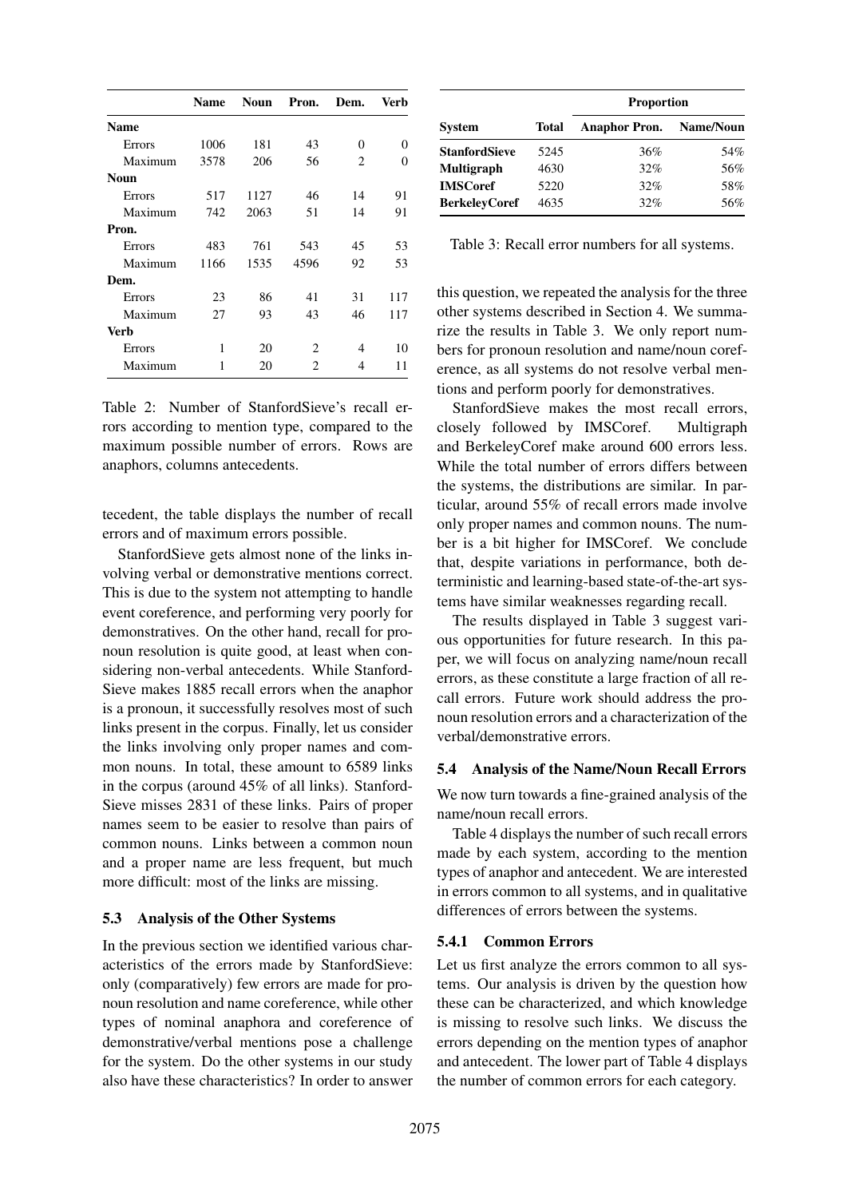| | Name | Noun | Pron. | Dem. | Verb |
|---|---|---|---|---|---|
| **Name** | | | | | |
| Errors | 1006 | 181 | 43 | 0 | 0 |
| Maximum | 3578 | 206 | 56 | 2 | 0 |
| **Noun** | | | | | |
| Errors | 517 | 1127 | 46 | 14 | 91 |
| Maximum | 742 | 2063 | 51 | 14 | 91 |
| **Pron.** | | | | | |
| Errors | 483 | 761 | 543 | 45 | 53 |
| Maximum | 1166 | 1535 | 4596 | 92 | 53 |
| **Dem.** | | | | | |
| Errors | 23 | 86 | 41 | 31 | 117 |
| Maximum | 27 | 93 | 43 | 46 | 117 |
| **Verb** | | | | | |
| Errors | 1 | 20 | 2 | 4 | 10 |
| Maximum | 1 | 20 | 2 | 4 | 11 |

Table 2: Number of StanfordSieve's recall errors according to mention type, compared to the maximum possible number of errors. Rows are anaphors, columns antecedents.

tecedent, the table displays the number of recall errors and of maximum errors possible.

StanfordSieve gets almost none of the links involving verbal or demonstrative mentions correct. This is due to the system not attempting to handle event coreference, and performing very poorly for demonstratives. On the other hand, recall for pronoun resolution is quite good, at least when considering non-verbal antecedents. While StanfordSieve makes 1885 recall errors when the anaphor is a pronoun, it successfully resolves most of such links present in the corpus. Finally, let us consider the links involving only proper names and common nouns. In total, these amount to 6589 links in the corpus (around 45% of all links). StanfordSieve misses 2831 of these links. Pairs of proper names seem to be easier to resolve than pairs of common nouns. Links between a common noun and a proper name are less frequent, but much more difficult: most of the links are missing.

### 5.3 Analysis of the Other Systems

In the previous section we identified various characteristics of the errors made by StanfordSieve: only (comparatively) few errors are made for pronoun resolution and name coreference, while other types of nominal anaphora and coreference of demonstrative/verbal mentions pose a challenge for the system. Do the other systems in our study also have these characteristics? In order to answer this question, we repeated the analysis for the three other systems described in Section 4. We summarize the results in Table 3. We only report numbers for pronoun resolution and name/noun coreference, as all systems do not resolve verbal mentions and perform poorly for demonstratives.

| | | Proportion | |
|---|---|---|---|
| **System** | **Total** | **Anaphor Pron.** | **Name/Noun** |
| **StanfordSieve** | 5245 | 36% | 54% |
| **Multigraph** | 4630 | 32% | 56% |
| **IMSCoref** | 5220 | 32% | 58% |
| **BerkeleyCoref** | 4635 | 32% | 56% |

Table 3: Recall error numbers for all systems.

StanfordSieve makes the most recall errors, closely followed by IMSCoref. Multigraph and BerkeleyCoref make around 600 errors less. While the total number of errors differs between the systems, the distributions are similar. In particular, around 55% of recall errors made involve only proper names and common nouns. The number is a bit higher for IMSCoref. We conclude that, despite variations in performance, both deterministic and learning-based state-of-the-art systems have similar weaknesses regarding recall.

The results displayed in Table 3 suggest various opportunities for future research. In this paper, we will focus on analyzing name/noun recall errors, as these constitute a large fraction of all recall errors. Future work should address the pronoun resolution errors and a characterization of the verbal/demonstrative errors.

### 5.4 Analysis of the Name/Noun Recall Errors

We now turn towards a fine-grained analysis of the name/noun recall errors.

Table 4 displays the number of such recall errors made by each system, according to the mention types of anaphor and antecedent. We are interested in errors common to all systems, and in qualitative differences of errors between the systems.

#### 5.4.1 Common Errors

Let us first analyze the errors common to all systems. Our analysis is driven by the question how these can be characterized, and which knowledge is missing to resolve such links. We discuss the errors depending on the mention types of anaphor and antecedent. The lower part of Table 4 displays the number of common errors for each category.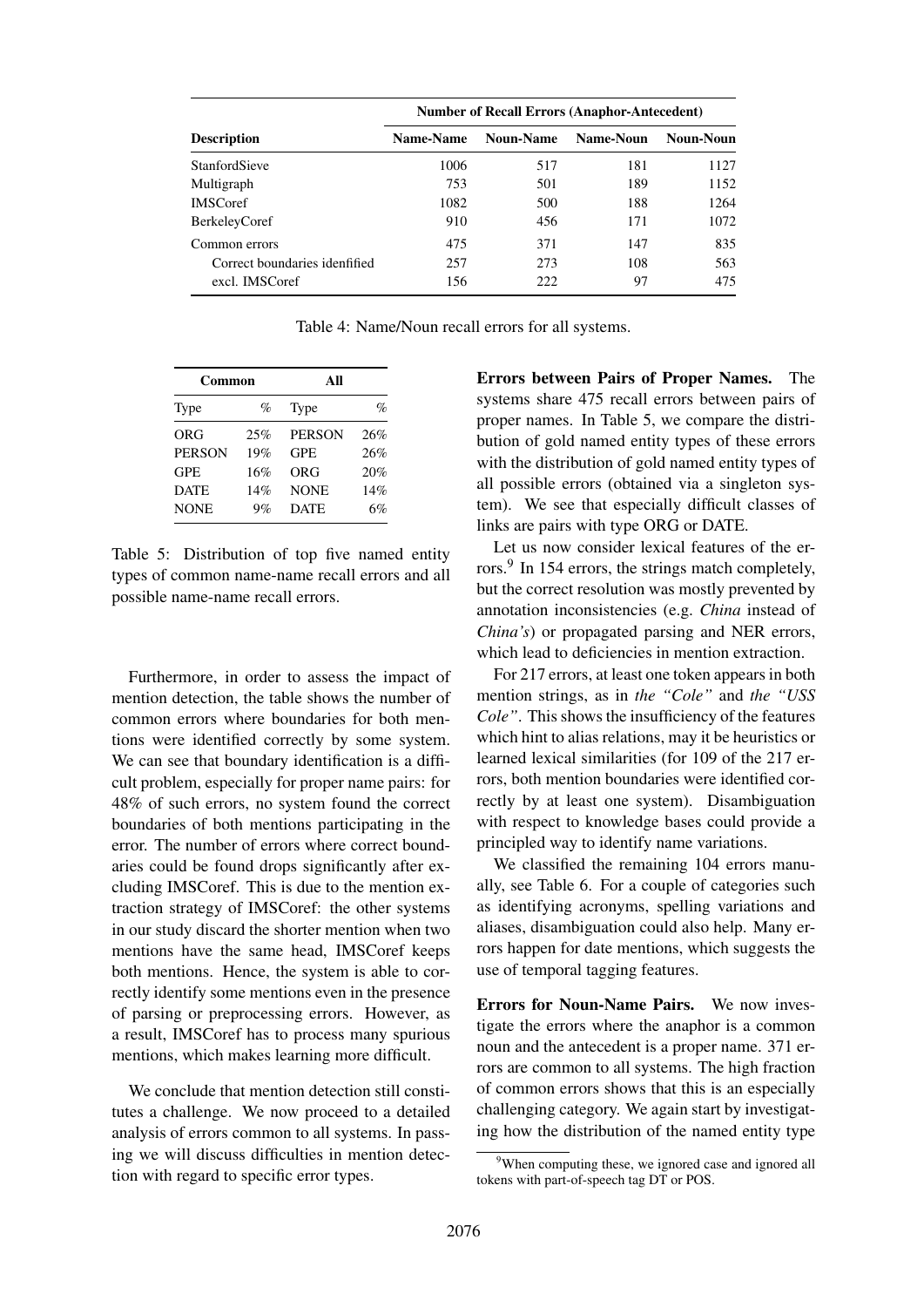| Description | Number of Recall Errors (Anaphor-Antecedent) | | | |
|---|---|---|---|---|
| | Name-Name | Noun-Name | Name-Noun | Noun-Noun |
| StanfordSieve | 1006 | 517 | 181 | 1127 |
| Multigraph | 753 | 501 | 189 | 1152 |
| IMSCoref | 1082 | 500 | 188 | 1264 |
| BerkeleyCoref | 910 | 456 | 171 | 1072 |
| Common errors | 475 | 371 | 147 | 835 |
| Correct boundaries idenfified | 257 | 273 | 108 | 563 |
| excl. IMSCoref | 156 | 222 | 97 | 475 |

Table 4: Name/Noun recall errors for all systems.

| Common | | All | |
|---|---|---|---|
| Type | % | Type | % |
| ORG | 25% | PERSON | 26% |
| PERSON | 19% | GPE | 26% |
| GPE | 16% | ORG | 20% |
| DATE | 14% | NONE | 14% |
| NONE | 9% | DATE | 6% |

Table 5: Distribution of top five named entity types of common name-name recall errors and all possible name-name recall errors.

Furthermore, in order to assess the impact of mention detection, the table shows the number of common errors where boundaries for both mentions were identified correctly by some system. We can see that boundary identification is a difficult problem, especially for proper name pairs: for 48% of such errors, no system found the correct boundaries of both mentions participating in the error. The number of errors where correct boundaries could be found drops significantly after excluding IMSCoref. This is due to the mention extraction strategy of IMSCoref: the other systems in our study discard the shorter mention when two mentions have the same head, IMSCoref keeps both mentions. Hence, the system is able to correctly identify some mentions even in the presence of parsing or preprocessing errors. However, as a result, IMSCoref has to process many spurious mentions, which makes learning more difficult.

We conclude that mention detection still constitutes a challenge. We now proceed to a detailed analysis of errors common to all systems. In passing we will discuss difficulties in mention detection with regard to specific error types.

**Errors between Pairs of Proper Names.** The systems share 475 recall errors between pairs of proper names. In Table 5, we compare the distribution of gold named entity types of these errors with the distribution of gold named entity types of all possible errors (obtained via a singleton system). We see that especially difficult classes of links are pairs with type ORG or DATE.

Let us now consider lexical features of the errors.[9] In 154 errors, the strings match completely, but the correct resolution was mostly prevented by annotation inconsistencies (e.g. *China* instead of *China's*) or propagated parsing and NER errors, which lead to deficiencies in mention extraction.

For 217 errors, at least one token appears in both mention strings, as in *the "Cole"* and *the "USS Cole"*. This shows the insufficiency of the features which hint to alias relations, may it be heuristics or learned lexical similarities (for 109 of the 217 errors, both mention boundaries were identified correctly by at least one system). Disambiguation with respect to knowledge bases could provide a principled way to identify name variations.

We classified the remaining 104 errors manually, see Table 6. For a couple of categories such as identifying acronyms, spelling variations and aliases, disambiguation could also help. Many errors happen for date mentions, which suggests the use of temporal tagging features.

**Errors for Noun-Name Pairs.** We now investigate the errors where the anaphor is a common noun and the antecedent is a proper name. 371 errors are common to all systems. The high fraction of common errors shows that this is an especially challenging category. We again start by investigating how the distribution of the named entity type

[9] When computing these, we ignored case and ignored all tokens with part-of-speech tag DT or POS.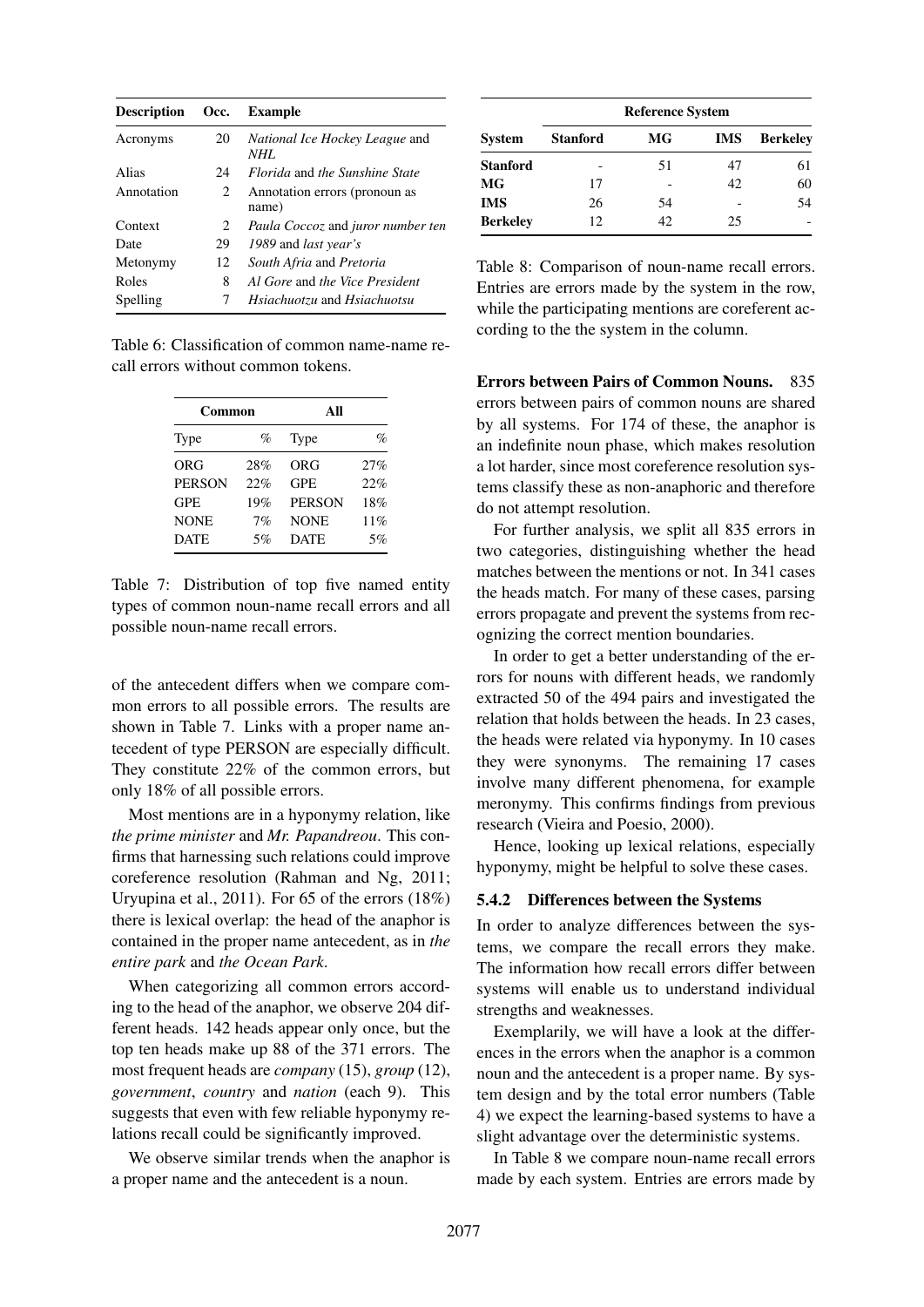| Description | Occ. | Example |
|---|---|---|
| Acronyms | 20 | *National Ice Hockey League* and *NHL* |
| Alias | 24 | *Florida* and *the Sunshine State* |
| Annotation | 2 | Annotation errors (pronoun as name) |
| Context | 2 | *Paula Coccoz* and *juror number ten* |
| Date | 29 | *1989* and *last year's* |
| Metonymy | 12 | *South Afria* and *Pretoria* |
| Roles | 8 | *Al Gore* and *the Vice President* |
| Spelling | 7 | *Hsiachuotzu* and *Hsiachuotsu* |

Table 6: Classification of common name-name recall errors without common tokens.

| **Common** | | **All** | |
|---|---|---|---|
| Type | % | Type | % |
| ORG | 28% | ORG | 27% |
| PERSON | 22% | GPE | 22% |
| GPE | 19% | PERSON | 18% |
| NONE | 7% | NONE | 11% |
| DATE | 5% | DATE | 5% |

Table 7: Distribution of top five named entity types of common noun-name recall errors and all possible noun-name recall errors.

of the antecedent differs when we compare common errors to all possible errors. The results are shown in Table 7. Links with a proper name antecedent of type PERSON are especially difficult. They constitute 22% of the common errors, but only 18% of all possible errors.

Most mentions are in a hyponymy relation, like *the prime minister* and *Mr. Papandreou*. This confirms that harnessing such relations could improve coreference resolution (Rahman and Ng, 2011; Uryupina et al., 2011). For 65 of the errors (18%) there is lexical overlap: the head of the anaphor is contained in the proper name antecedent, as in *the entire park* and *the Ocean Park*.

When categorizing all common errors according to the head of the anaphor, we observe 204 different heads. 142 heads appear only once, but the top ten heads make up 88 of the 371 errors. The most frequent heads are *company* (15), *group* (12), *government*, *country* and *nation* (each 9). This suggests that even with few reliable hyponymy relations recall could be significantly improved.

We observe similar trends when the anaphor is a proper name and the antecedent is a noun.

| | **Reference System** | | | |
|---|---|---|---|---|
| **System** | **Stanford** | **MG** | **IMS** | **Berkeley** |
| **Stanford** | - | 51 | 47 | 61 |
| **MG** | 17 | - | 42 | 60 |
| **IMS** | 26 | 54 | - | 54 |
| **Berkeley** | 12 | 42 | 25 | - |

Table 8: Comparison of noun-name recall errors. Entries are errors made by the system in the row, while the participating mentions are coreferent according to the the system in the column.

**Errors between Pairs of Common Nouns.** 835 errors between pairs of common nouns are shared by all systems. For 174 of these, the anaphor is an indefinite noun phrase, which makes resolution a lot harder, since most coreference resolution systems classify these as non-anaphoric and therefore do not attempt resolution.

For further analysis, we split all 835 errors in two categories, distinguishing whether the head matches between the mentions or not. In 341 cases the heads match. For many of these cases, parsing errors propagate and prevent the systems from recognizing the correct mention boundaries.

In order to get a better understanding of the errors for nouns with different heads, we randomly extracted 50 of the 494 pairs and investigated the relation that holds between the heads. In 23 cases, the heads were related via hyponymy. In 10 cases they were synonyms. The remaining 17 cases involve many different phenomena, for example meronymy. This confirms findings from previous research (Vieira and Poesio, 2000).

Hence, looking up lexical relations, especially hyponymy, might be helpful to solve these cases.

### 5.4.2 Differences between the Systems

In order to analyze differences between the systems, we compare the recall errors they make. The information how recall errors differ between systems will enable us to understand individual strengths and weaknesses.

Exemplarily, we will have a look at the differences in the errors when the anaphor is a common noun and the antecedent is a proper name. By system design and by the total error numbers (Table 4) we expect the learning-based systems to have a slight advantage over the deterministic systems.

In Table 8 we compare noun-name recall errors made by each system. Entries are errors made by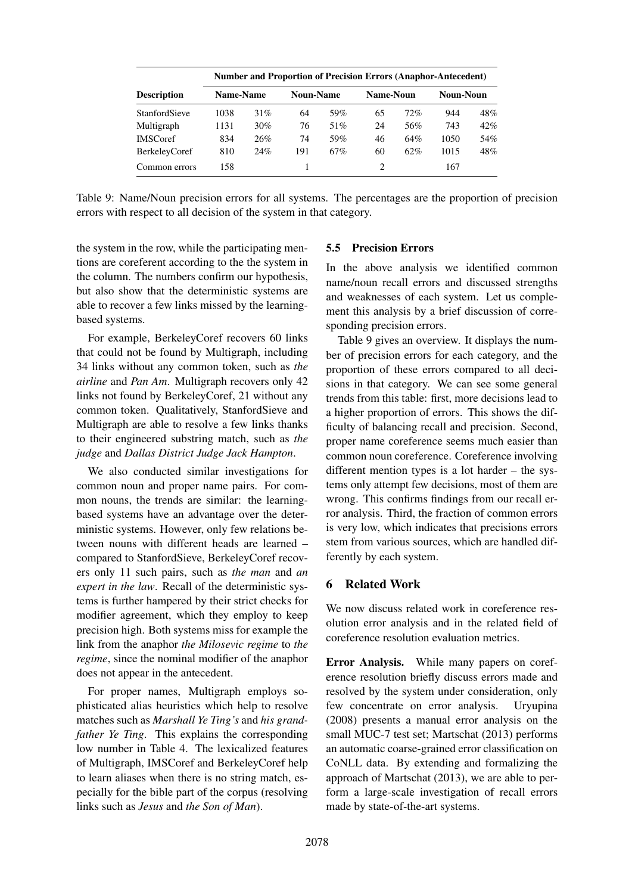| Description | Number and Proportion of Precision Errors (Anaphor-Antecedent) | | | | | | | |
|---|---|---|---|---|---|---|---|---|
| | Name-Name | | Noun-Name | | Name-Noun | | Noun-Noun | |
| StanfordSieve | 1038 | 31% | 64 | 59% | 65 | 72% | 944 | 48% |
| Multigraph | 1131 | 30% | 76 | 51% | 24 | 56% | 743 | 42% |
| IMSCoref | 834 | 26% | 74 | 59% | 46 | 64% | 1050 | 54% |
| BerkeleyCoref | 810 | 24% | 191 | 67% | 60 | 62% | 1015 | 48% |
| Common errors | 158 | | 1 | | 2 | | 167 | |

Table 9: Name/Noun precision errors for all systems. The percentages are the proportion of precision errors with respect to all decision of the system in that category.

the system in the row, while the participating mentions are coreferent according to the the system in the column. The numbers confirm our hypothesis, but also show that the deterministic systems are able to recover a few links missed by the learning-based systems.

For example, BerkeleyCoref recovers 60 links that could not be found by Multigraph, including 34 links without any common token, such as *the airline* and *Pan Am*. Multigraph recovers only 42 links not found by BerkeleyCoref, 21 without any common token. Qualitatively, StanfordSieve and Multigraph are able to resolve a few links thanks to their engineered substring match, such as *the judge* and *Dallas District Judge Jack Hampton*.

We also conducted similar investigations for common noun and proper name pairs. For common nouns, the trends are similar: the learning-based systems have an advantage over the deterministic systems. However, only few relations between nouns with different heads are learned – compared to StanfordSieve, BerkeleyCoref recovers only 11 such pairs, such as *the man* and *an expert in the law*. Recall of the deterministic systems is further hampered by their strict checks for modifier agreement, which they employ to keep precision high. Both systems miss for example the link from the anaphor *the Milosevic regime* to *the regime*, since the nominal modifier of the anaphor does not appear in the antecedent.

For proper names, Multigraph employs sophisticated alias heuristics which help to resolve matches such as *Marshall Ye Ting's* and *his grandfather Ye Ting*. This explains the corresponding low number in Table 4. The lexicalized features of Multigraph, IMSCoref and BerkeleyCoref help to learn aliases when there is no string match, especially for the bible part of the corpus (resolving links such as *Jesus* and *the Son of Man*).

### 5.5 Precision Errors

In the above analysis we identified common name/noun recall errors and discussed strengths and weaknesses of each system. Let us complement this analysis by a brief discussion of corresponding precision errors.

Table 9 gives an overview. It displays the number of precision errors for each category, and the proportion of these errors compared to all decisions in that category. We can see some general trends from this table: first, more decisions lead to a higher proportion of errors. This shows the difficulty of balancing recall and precision. Second, proper name coreference seems much easier than common noun coreference. Coreference involving different mention types is a lot harder – the systems only attempt few decisions, most of them are wrong. This confirms findings from our recall error analysis. Third, the fraction of common errors is very low, which indicates that precisions errors stem from various sources, which are handled differently by each system.

## 6 Related Work

We now discuss related work in coreference resolution error analysis and in the related field of coreference resolution evaluation metrics.

**Error Analysis.** While many papers on coreference resolution briefly discuss errors made and resolved by the system under consideration, only few concentrate on error analysis. Uryupina (2008) presents a manual error analysis on the small MUC-7 test set; Martschat (2013) performs an automatic coarse-grained error classification on CoNLL data. By extending and formalizing the approach of Martschat (2013), we are able to perform a large-scale investigation of recall errors made by state-of-the-art systems.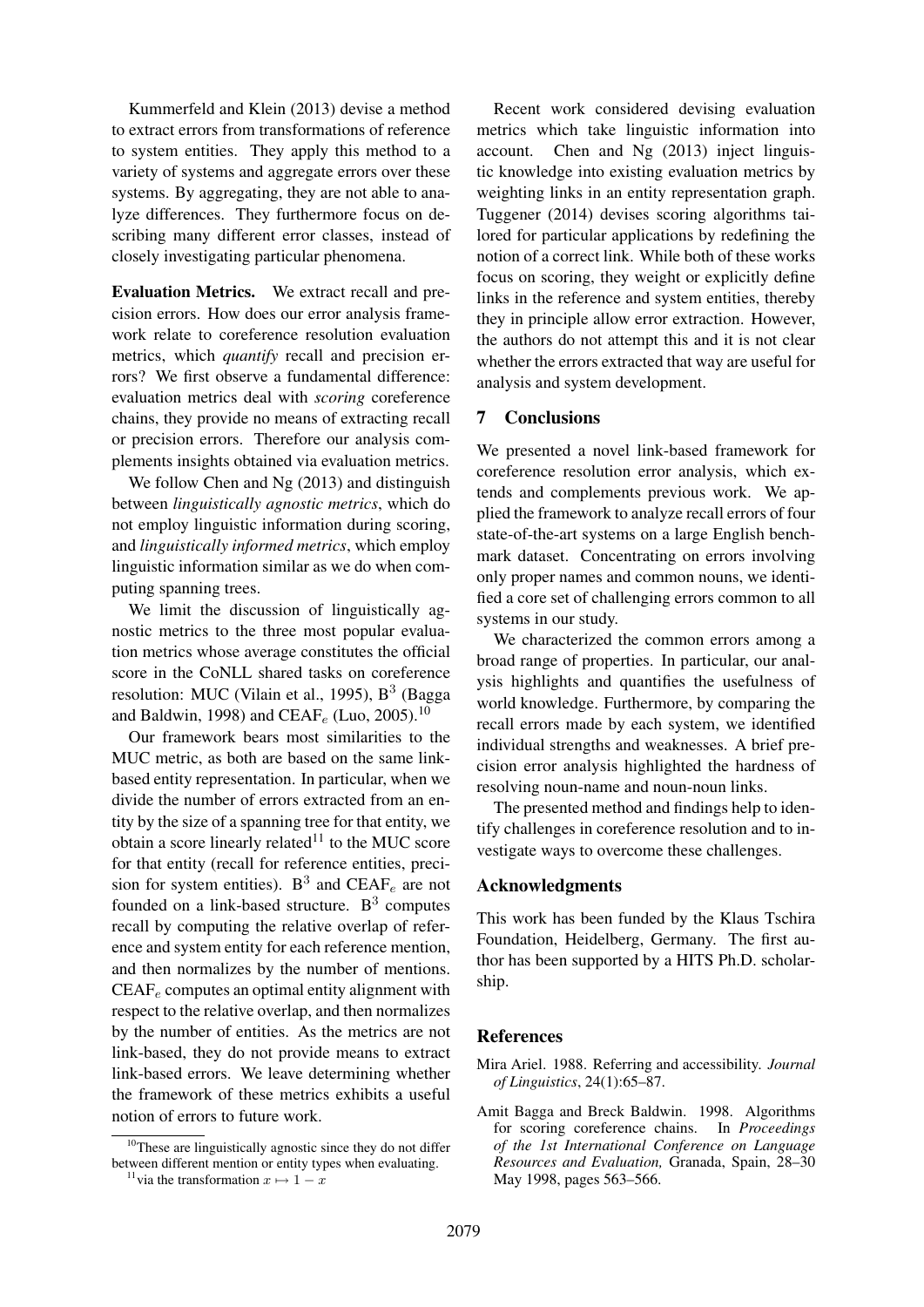Kummerfeld and Klein (2013) devise a method to extract errors from transformations of reference to system entities. They apply this method to a variety of systems and aggregate errors over these systems. By aggregating, they are not able to analyze differences. They furthermore focus on describing many different error classes, instead of closely investigating particular phenomena.

**Evaluation Metrics.** We extract recall and precision errors. How does our error analysis framework relate to coreference resolution evaluation metrics, which *quantify* recall and precision errors? We first observe a fundamental difference: evaluation metrics deal with *scoring* coreference chains, they provide no means of extracting recall or precision errors. Therefore our analysis complements insights obtained via evaluation metrics.

We follow Chen and Ng (2013) and distinguish between *linguistically agnostic metrics*, which do not employ linguistic information during scoring, and *linguistically informed metrics*, which employ linguistic information similar as we do when computing spanning trees.

We limit the discussion of linguistically agnostic metrics to the three most popular evaluation metrics whose average constitutes the official score in the CoNLL shared tasks on coreference resolution: MUC (Vilain et al., 1995), $B^3$ (Bagga and Baldwin, 1998) and $CEAF_e$ (Luo, 2005).[10]

Our framework bears most similarities to the MUC metric, as both are based on the same link-based entity representation. In particular, when we divide the number of errors extracted from an entity by the size of a spanning tree for that entity, we obtain a score linearly related[11] to the MUC score for that entity (recall for reference entities, precision for system entities). $B^3$ and $CEAF_e$ are not founded on a link-based structure. $B^3$ computes recall by computing the relative overlap of reference and system entity for each reference mention, and then normalizes by the number of mentions. $CEAF_e$ computes an optimal entity alignment with respect to the relative overlap, and then normalizes by the number of entities. As the metrics are not link-based, they do not provide means to extract link-based errors. We leave determining whether the framework of these metrics exhibits a useful notion of errors to future work.

[10] These are linguistically agnostic since they do not differ between different mention or entity types when evaluating.

[11] via the transformation $x \mapsto 1 - x$

Recent work considered devising evaluation metrics which take linguistic information into account. Chen and Ng (2013) inject linguistic knowledge into existing evaluation metrics by weighting links in an entity representation graph. Tuggener (2014) devises scoring algorithms tailored for particular applications by redefining the notion of a correct link. While both of these works focus on scoring, they weight or explicitly define links in the reference and system entities, thereby they in principle allow error extraction. However, the authors do not attempt this and it is not clear whether the errors extracted that way are useful for analysis and system development.

## 7 Conclusions

We presented a novel link-based framework for coreference resolution error analysis, which extends and complements previous work. We applied the framework to analyze recall errors of four state-of-the-art systems on a large English benchmark dataset. Concentrating on errors involving only proper names and common nouns, we identified a core set of challenging errors common to all systems in our study.

We characterized the common errors among a broad range of properties. In particular, our analysis highlights and quantifies the usefulness of world knowledge. Furthermore, by comparing the recall errors made by each system, we identified individual strengths and weaknesses. A brief precision error analysis highlighted the hardness of resolving noun-name and noun-noun links.

The presented method and findings help to identify challenges in coreference resolution and to investigate ways to overcome these challenges.

## Acknowledgments

This work has been funded by the Klaus Tschira Foundation, Heidelberg, Germany. The first author has been supported by a HITS Ph.D. scholarship.

## References

Mira Ariel. 1988. Referring and accessibility. *Journal of Linguistics*, 24(1):65–87.

Amit Bagga and Breck Baldwin. 1998. Algorithms for scoring coreference chains. In *Proceedings of the 1st International Conference on Language Resources and Evaluation,* Granada, Spain, 28–30 May 1998, pages 563–566.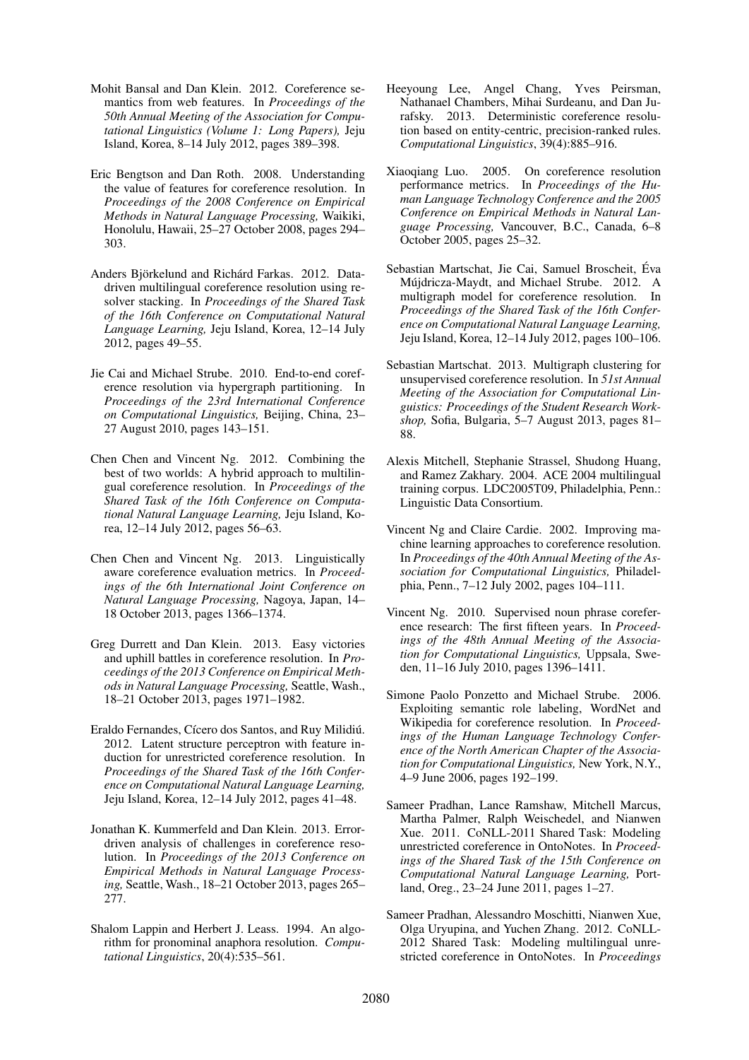Mohit Bansal and Dan Klein. 2012. Coreference semantics from web features. In *Proceedings of the 50th Annual Meeting of the Association for Computational Linguistics (Volume 1: Long Papers),* Jeju Island, Korea, 8–14 July 2012, pages 389–398.

Eric Bengtson and Dan Roth. 2008. Understanding the value of features for coreference resolution. In *Proceedings of the 2008 Conference on Empirical Methods in Natural Language Processing,* Waikiki, Honolulu, Hawaii, 25–27 October 2008, pages 294–303.

Anders Björkelund and Richárd Farkas. 2012. Data-driven multilingual coreference resolution using resolver stacking. In *Proceedings of the Shared Task of the 16th Conference on Computational Natural Language Learning,* Jeju Island, Korea, 12–14 July 2012, pages 49–55.

Jie Cai and Michael Strube. 2010. End-to-end coreference resolution via hypergraph partitioning. In *Proceedings of the 23rd International Conference on Computational Linguistics,* Beijing, China, 23–27 August 2010, pages 143–151.

Chen Chen and Vincent Ng. 2012. Combining the best of two worlds: A hybrid approach to multilingual coreference resolution. In *Proceedings of the Shared Task of the 16th Conference on Computational Natural Language Learning,* Jeju Island, Korea, 12–14 July 2012, pages 56–63.

Chen Chen and Vincent Ng. 2013. Linguistically aware coreference evaluation metrics. In *Proceedings of the 6th International Joint Conference on Natural Language Processing,* Nagoya, Japan, 14–18 October 2013, pages 1366–1374.

Greg Durrett and Dan Klein. 2013. Easy victories and uphill battles in coreference resolution. In *Proceedings of the 2013 Conference on Empirical Methods in Natural Language Processing,* Seattle, Wash., 18–21 October 2013, pages 1971–1982.

Eraldo Fernandes, Cícero dos Santos, and Ruy Milidiú. 2012. Latent structure perceptron with feature induction for unrestricted coreference resolution. In *Proceedings of the Shared Task of the 16th Conference on Computational Natural Language Learning,* Jeju Island, Korea, 12–14 July 2012, pages 41–48.

Jonathan K. Kummerfeld and Dan Klein. 2013. Error-driven analysis of challenges in coreference resolution. In *Proceedings of the 2013 Conference on Empirical Methods in Natural Language Processing,* Seattle, Wash., 18–21 October 2013, pages 265–277.

Shalom Lappin and Herbert J. Leass. 1994. An algorithm for pronominal anaphora resolution. *Computational Linguistics*, 20(4):535–561.

Heeyoung Lee, Angel Chang, Yves Peirsman, Nathanael Chambers, Mihai Surdeanu, and Dan Jurafsky. 2013. Deterministic coreference resolution based on entity-centric, precision-ranked rules. *Computational Linguistics*, 39(4):885–916.

Xiaoqiang Luo. 2005. On coreference resolution performance metrics. In *Proceedings of the Human Language Technology Conference and the 2005 Conference on Empirical Methods in Natural Language Processing,* Vancouver, B.C., Canada, 6–8 October 2005, pages 25–32.

Sebastian Martschat, Jie Cai, Samuel Broscheit, Éva Mújdricza-Maydt, and Michael Strube. 2012. A multigraph model for coreference resolution. In *Proceedings of the Shared Task of the 16th Conference on Computational Natural Language Learning,* Jeju Island, Korea, 12–14 July 2012, pages 100–106.

Sebastian Martschat. 2013. Multigraph clustering for unsupervised coreference resolution. In *51st Annual Meeting of the Association for Computational Linguistics: Proceedings of the Student Research Workshop,* Sofia, Bulgaria, 5–7 August 2013, pages 81–88.

Alexis Mitchell, Stephanie Strassel, Shudong Huang, and Ramez Zakhary. 2004. ACE 2004 multilingual training corpus. LDC2005T09, Philadelphia, Penn.: Linguistic Data Consortium.

Vincent Ng and Claire Cardie. 2002. Improving machine learning approaches to coreference resolution. In *Proceedings of the 40th Annual Meeting of the Association for Computational Linguistics,* Philadelphia, Penn., 7–12 July 2002, pages 104–111.

Vincent Ng. 2010. Supervised noun phrase coreference research: The first fifteen years. In *Proceedings of the 48th Annual Meeting of the Association for Computational Linguistics,* Uppsala, Sweden, 11–16 July 2010, pages 1396–1411.

Simone Paolo Ponzetto and Michael Strube. 2006. Exploiting semantic role labeling, WordNet and Wikipedia for coreference resolution. In *Proceedings of the Human Language Technology Conference of the North American Chapter of the Association for Computational Linguistics,* New York, N.Y., 4–9 June 2006, pages 192–199.

Sameer Pradhan, Lance Ramshaw, Mitchell Marcus, Martha Palmer, Ralph Weischedel, and Nianwen Xue. 2011. CoNLL-2011 Shared Task: Modeling unrestricted coreference in OntoNotes. In *Proceedings of the Shared Task of the 15th Conference on Computational Natural Language Learning,* Portland, Oreg., 23–24 June 2011, pages 1–27.

Sameer Pradhan, Alessandro Moschitti, Nianwen Xue, Olga Uryupina, and Yuchen Zhang. 2012. CoNLL-2012 Shared Task: Modeling multilingual unrestricted coreference in OntoNotes. In *Proceedings*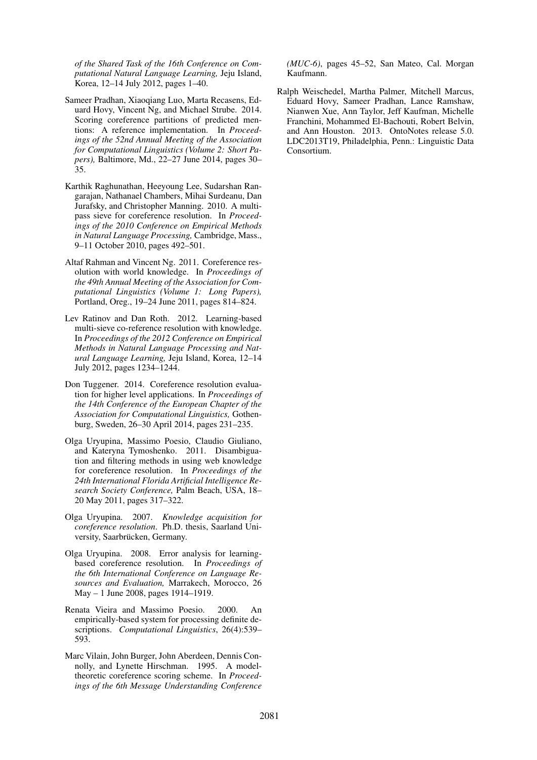*of the Shared Task of the 16th Conference on Computational Natural Language Learning,* Jeju Island, Korea, 12–14 July 2012, pages 1–40.

Sameer Pradhan, Xiaoqiang Luo, Marta Recasens, Eduard Hovy, Vincent Ng, and Michael Strube. 2014. Scoring coreference partitions of predicted mentions: A reference implementation. In *Proceedings of the 52nd Annual Meeting of the Association for Computational Linguistics (Volume 2: Short Papers),* Baltimore, Md., 22–27 June 2014, pages 30–35.

Karthik Raghunathan, Heeyoung Lee, Sudarshan Rangarajan, Nathanael Chambers, Mihai Surdeanu, Dan Jurafsky, and Christopher Manning. 2010. A multi-pass sieve for coreference resolution. In *Proceedings of the 2010 Conference on Empirical Methods in Natural Language Processing,* Cambridge, Mass., 9–11 October 2010, pages 492–501.

Altaf Rahman and Vincent Ng. 2011. Coreference resolution with world knowledge. In *Proceedings of the 49th Annual Meeting of the Association for Computational Linguistics (Volume 1: Long Papers),* Portland, Oreg., 19–24 June 2011, pages 814–824.

Lev Ratinov and Dan Roth. 2012. Learning-based multi-sieve co-reference resolution with knowledge. In *Proceedings of the 2012 Conference on Empirical Methods in Natural Language Processing and Natural Language Learning,* Jeju Island, Korea, 12–14 July 2012, pages 1234–1244.

Don Tuggener. 2014. Coreference resolution evaluation for higher level applications. In *Proceedings of the 14th Conference of the European Chapter of the Association for Computational Linguistics,* Gothenburg, Sweden, 26–30 April 2014, pages 231–235.

Olga Uryupina, Massimo Poesio, Claudio Giuliano, and Kateryna Tymoshenko. 2011. Disambiguation and filtering methods in using web knowledge for coreference resolution. In *Proceedings of the 24th International Florida Artificial Intelligence Research Society Conference,* Palm Beach, USA, 18–20 May 2011, pages 317–322.

Olga Uryupina. 2007. *Knowledge acquisition for coreference resolution*. Ph.D. thesis, Saarland University, Saarbrücken, Germany.

Olga Uryupina. 2008. Error analysis for learning-based coreference resolution. In *Proceedings of the 6th International Conference on Language Resources and Evaluation,* Marrakech, Morocco, 26 May – 1 June 2008, pages 1914–1919.

Renata Vieira and Massimo Poesio. 2000. An empirically-based system for processing definite descriptions. *Computational Linguistics*, 26(4):539–593.

Marc Vilain, John Burger, John Aberdeen, Dennis Connolly, and Lynette Hirschman. 1995. A model-theoretic coreference scoring scheme. In *Proceedings of the 6th Message Understanding Conference (MUC-6)*, pages 45–52, San Mateo, Cal. Morgan Kaufmann.

Ralph Weischedel, Martha Palmer, Mitchell Marcus, Eduard Hovy, Sameer Pradhan, Lance Ramshaw, Nianwen Xue, Ann Taylor, Jeff Kaufman, Michelle Franchini, Mohammed El-Bachouti, Robert Belvin, and Ann Houston. 2013. OntoNotes release 5.0. LDC2013T19, Philadelphia, Penn.: Linguistic Data Consortium.